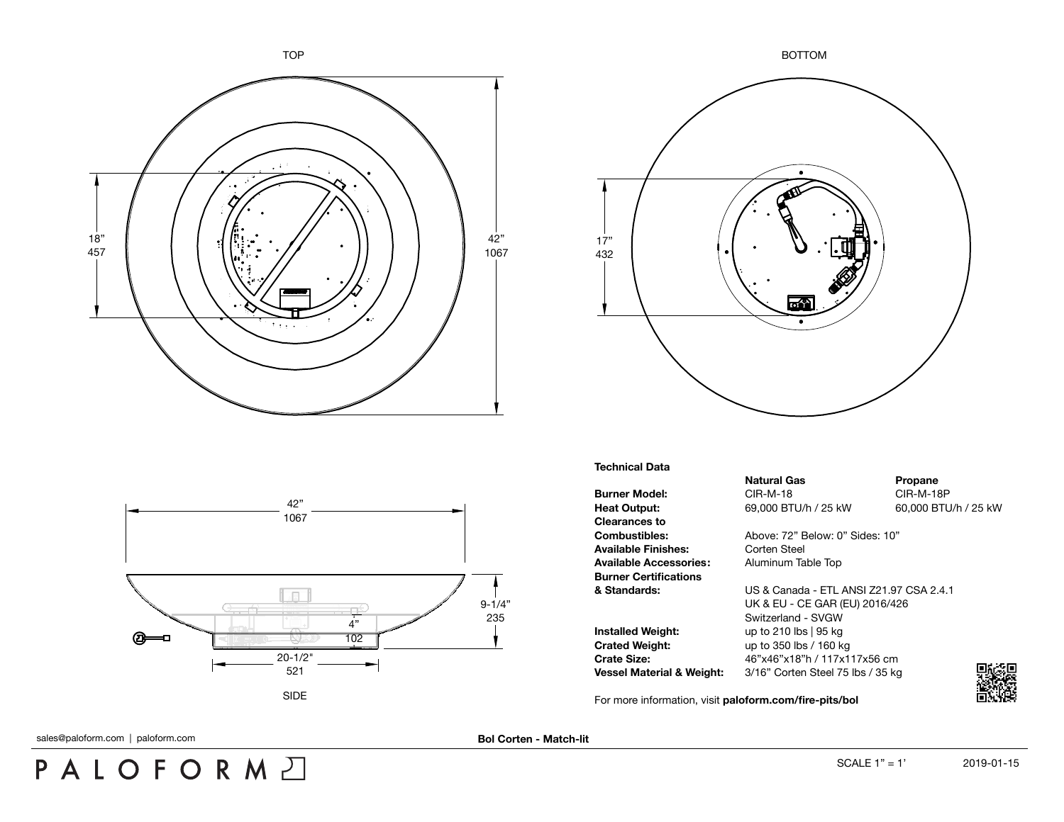TOP

18”
457

42”
1067

BOTTOM

17”
432

42”
1067

9-1/4”
235

4”
102

20-1/2"
521

SIDE

**Technical Data**

| | **Natural Gas** | **Propane** |
|---|---|---|
| **Burner Model:** | CIR-M-18 | CIR-M-18P |
| **Heat Output:** | 69,000 BTU/h / 25 kW | 60,000 BTU/h / 25 kW |
| **Clearances to Combustibles:** | Above: 72” Below: 0” Sides: 10” | |
| **Available Finishes:** | Corten Steel | |
| **Available Accessories:** | Aluminum Table Top | |
| **Burner Certifications & Standards:** | US & Canada - ETL ANSI Z21.97 CSA 2.4.1<br>UK & EU - CE GAR (EU) 2016/426<br>Switzerland - SVGW | |
| **Installed Weight:** | up to 210 lbs \| 95 kg | |
| **Crated Weight:** | up to 350 lbs / 160 kg | |
| **Crate Size:** | 46”x46”x18”h / 117x117x56 cm | |
| **Vessel Material & Weight:** | 3/16” Corten Steel 75 lbs / 35 kg | |

For more information, visit **paloform.com/fire-pits/bol**

sales@paloform.com | paloform.com

**Bol Corten - Match-lit**

PALOFORM

SCALE 1” = 1’

2019-01-15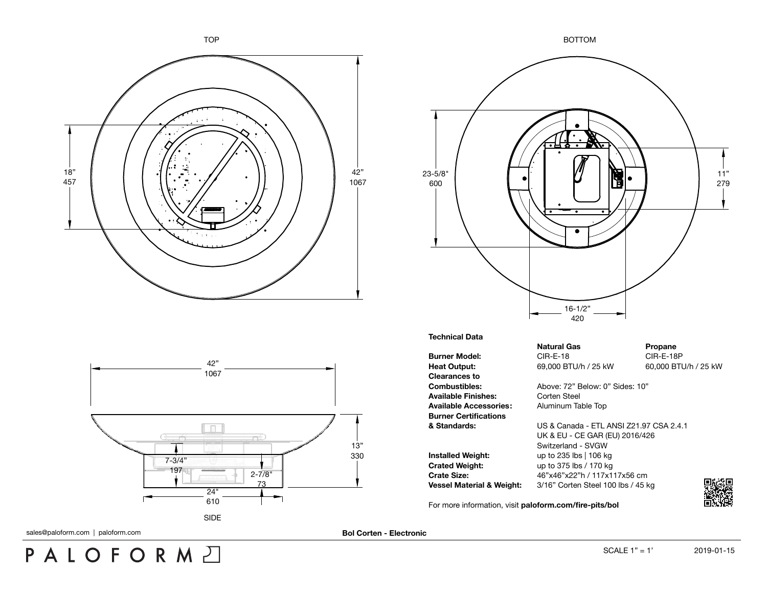TOP

18"
457

42"
1067

BOTTOM

23-5/8"
600

11"
279

16-1/2"
420

42"
1067

13"
330

7-3/4"
197

2-7/8"
73

24"
610

SIDE

### Technical Data

| | Natural Gas | Propane |
|---|---|---|
| **Burner Model:** | CIR-E-18 | CIR-E-18P |
| **Heat Output:** | 69,000 BTU/h / 25 kW | 60,000 BTU/h / 25 kW |
| **Clearances to Combustibles:** | Above: 72" Below: 0" Sides: 10" | |
| **Available Finishes:** | Corten Steel | |
| **Available Accessories:** | Aluminum Table Top | |
| **Burner Certifications & Standards:** | US & Canada - ETL ANSI Z21.97 CSA 2.4.1<br>UK & EU - CE GAR (EU) 2016/426<br>Switzerland - SVGW | |
| **Installed Weight:** | up to 235 lbs \| 106 kg | |
| **Crated Weight:** | up to 375 lbs / 170 kg | |
| **Crate Size:** | 46"x46"x22"h / 117x117x56 cm | |
| **Vessel Material & Weight:** | 3/16" Corten Steel 100 lbs / 45 kg | |

For more information, visit **paloform.com/fire-pits/bol**

sales@paloform.com | paloform.com

**Bol Corten - Electronic**

PALOFORM

SCALE 1" = 1'

2019-01-15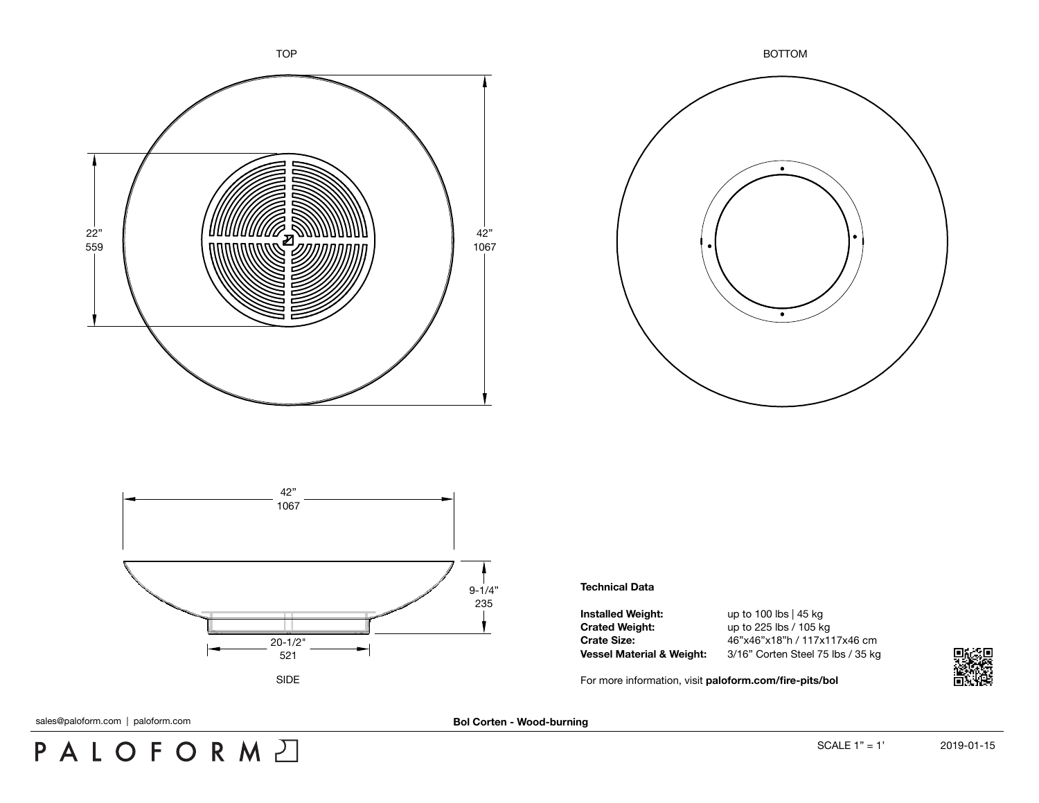TOP

22"
559

42"
1067

BOTTOM

42"
1067

9-1/4"
235

20-1/2"
521

SIDE

**Technical Data**

| | |
|---|---|
| **Installed Weight:** | up to 100 lbs \| 45 kg |
| **Crated Weight:** | up to 225 lbs / 105 kg |
| **Crate Size:** | 46"x46"x18"h / 117x117x46 cm |
| **Vessel Material & Weight:** | 3/16" Corten Steel 75 lbs / 35 kg |

For more information, visit **paloform.com/fire-pits/bol**

sales@paloform.com | paloform.com

**Bol Corten - Wood-burning**

PALOFORM

SCALE 1" = 1'

2019-01-15